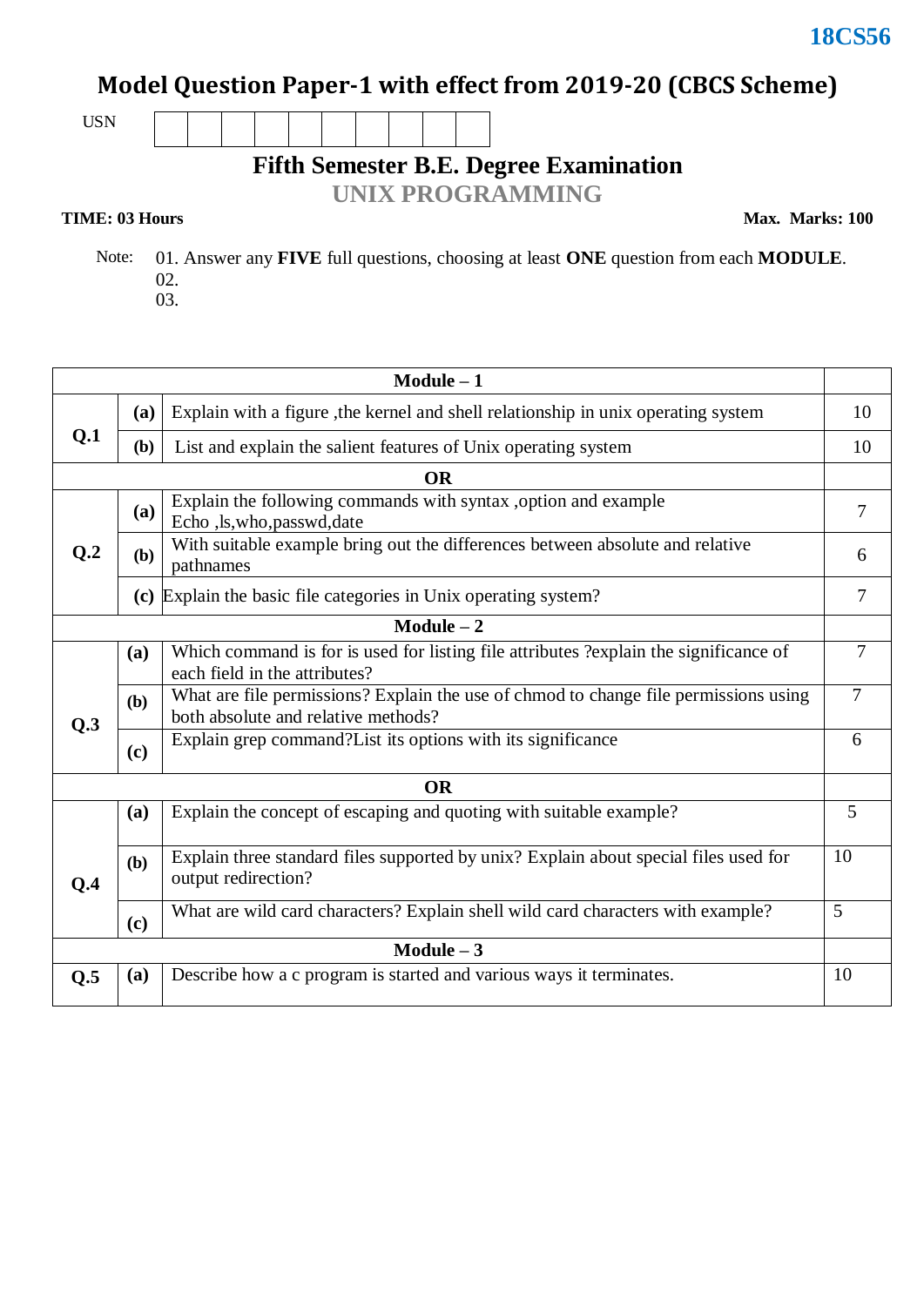**18CS56**

# Model Question Paper-1 with effect from 2019-20 (CBCS Scheme)

USN | | | | | | | | | | |

## Fifth Semester B.E. Degree Examination

## UNIX PROGRAMMING

**TIME: 03 Hours** **Max. Marks: 100**

Note: 01. Answer any **FIVE** full questions, choosing at least **ONE** question from each **MODULE**.
02.
03.

| | | **Module – 1** | |
|---|---|---|---|
| **Q.1** | **(a)** | Explain with a figure ,the kernel and shell relationship in unix operating system | 10 |
| | **(b)** | List and explain the salient features of Unix operating system | 10 |
| | | **OR** | |
| **Q.2** | **(a)** | Explain the following commands with syntax ,option and example Echo ,ls,who,passwd,date | 7 |
| | **(b)** | With suitable example bring out the differences between absolute and relative pathnames | 6 |
| | **(c)** | Explain the basic file categories in Unix operating system? | 7 |
| | | **Module – 2** | |
| **Q.3** | **(a)** | Which command is for is used for listing file attributes ?explain the significance of each field in the attributes? | 7 |
| | **(b)** | What are file permissions? Explain the use of chmod to change file permissions using both absolute and relative methods? | 7 |
| | **(c)** | Explain grep command?List its options with its significance | 6 |
| | | **OR** | |
| **Q.4** | **(a)** | Explain the concept of escaping and quoting with suitable example? | 5 |
| | **(b)** | Explain three standard files supported by unix? Explain about special files used for output redirection? | 10 |
| | **(c)** | What are wild card characters? Explain shell wild card characters with example? | 5 |
| | | **Module – 3** | |
| **Q.5** | **(a)** | Describe how a c program is started and various ways it terminates. | 10 |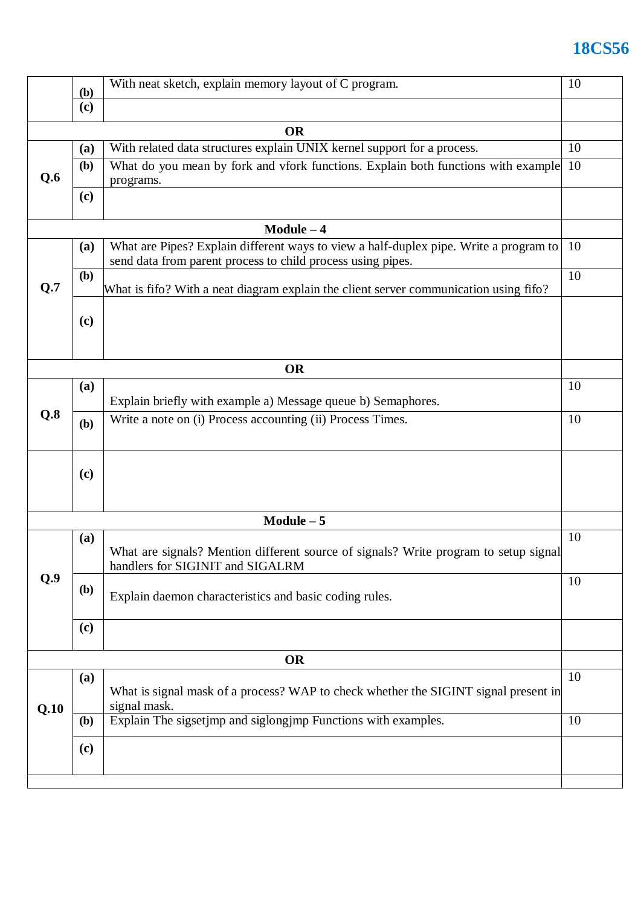| | | | |
|---|---|---|---|
| | (b) | With neat sketch, explain memory layout of C program. | 10 |
| | (c) | | |
| **OR** | | | |
| **Q.6** | (a) | With related data structures explain UNIX kernel support for a process. | 10 |
| | (b) | What do you mean by fork and vfork functions. Explain both functions with example programs. | 10 |
| | (c) | | |
| **Module – 4** | | | |
| **Q.7** | (a) | What are Pipes? Explain different ways to view a half-duplex pipe. Write a program to send data from parent process to child process using pipes. | 10 |
| | (b) | What is fifo? With a neat diagram explain the client server communication using fifo? | 10 |
| | (c) | | |
| **OR** | | | |
| **Q.8** | (a) | Explain briefly with example a) Message queue b) Semaphores. | 10 |
| | (b) | Write a note on (i) Process accounting (ii) Process Times. | 10 |
| | (c) | | |
| **Module – 5** | | | |
| **Q.9** | (a) | What are signals? Mention different source of signals? Write program to setup signal handlers for SIGINIT and SIGALRM | 10 |
| | (b) | Explain daemon characteristics and basic coding rules. | 10 |
| | (c) | | |
| **OR** | | | |
| **Q.10** | (a) | What is signal mask of a process? WAP to check whether the SIGINT signal present in signal mask. | 10 |
| | (b) | Explain The sigsetjmp and siglongjmp Functions with examples. | 10 |
| | (c) | | |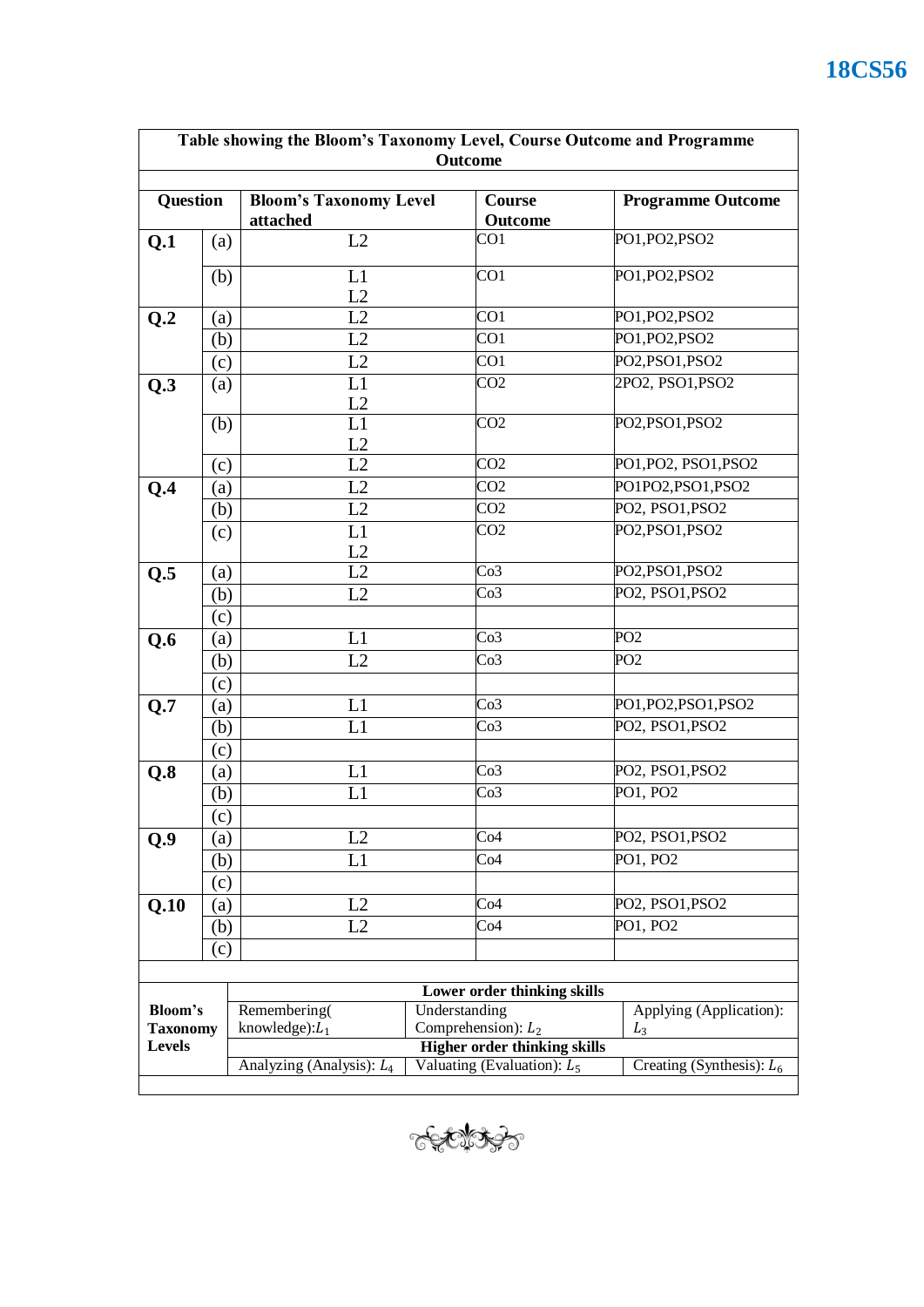| Table showing the Bloom's Taxonomy Level, Course Outcome and Programme Outcome | | | | |
|---|---|---|---|---|
| **Question** | | **Bloom's Taxonomy Level attached** | **Course Outcome** | **Programme Outcome** |
| **Q.1** | (a) | L2 | CO1 | PO1,PO2,PSO2 |
| | (b) | L1 L2 | CO1 | PO1,PO2,PSO2 |
| **Q.2** | (a) | L2 | CO1 | PO1,PO2,PSO2 |
| | (b) | L2 | CO1 | PO1,PO2,PSO2 |
| | (c) | L2 | CO1 | PO2,PSO1,PSO2 |
| **Q.3** | (a) | L1 L2 | CO2 | 2PO2, PSO1,PSO2 |
| | (b) | L1 L2 | CO2 | PO2,PSO1,PSO2 |
| | (c) | L2 | CO2 | PO1,PO2, PSO1,PSO2 |
| **Q.4** | (a) | L2 | CO2 | PO1PO2,PSO1,PSO2 |
| | (b) | L2 | CO2 | PO2, PSO1,PSO2 |
| | (c) | L1 L2 | CO2 | PO2,PSO1,PSO2 |
| **Q.5** | (a) | L2 | Co3 | PO2,PSO1,PSO2 |
| | (b) | L2 | Co3 | PO2, PSO1,PSO2 |
| | (c) | | | |
| **Q.6** | (a) | L1 | Co3 | PO2 |
| | (b) | L2 | Co3 | PO2 |
| | (c) | | | |
| **Q.7** | (a) | L1 | Co3 | PO1,PO2,PSO1,PSO2 |
| | (b) | L1 | Co3 | PO2, PSO1,PSO2 |
| | (c) | | | |
| **Q.8** | (a) | L1 | Co3 | PO2, PSO1,PSO2 |
| | (b) | L1 | Co3 | PO1, PO2 |
| | (c) | | | |
| **Q.9** | (a) | L2 | Co4 | PO2, PSO1,PSO2 |
| | (b) | L1 | Co4 | PO1, PO2 |
| | (c) | | | |
| **Q.10** | (a) | L2 | Co4 | PO2, PSO1,PSO2 |
| | (b) | L2 | Co4 | PO1, PO2 |
| | (c) | | | |

| **Bloom's Taxonomy Levels** | **Lower order thinking skills** | | |
|---|---|---|---|
| | Remembering( knowledge): $L_1$ | Understanding Comprehension): $L_2$ | Applying (Application): $L_3$ |
| | **Higher order thinking skills** | | |
| | Analyzing (Analysis): $L_4$ | Valuating (Evaluation): $L_5$ | Creating (Synthesis): $L_6$ |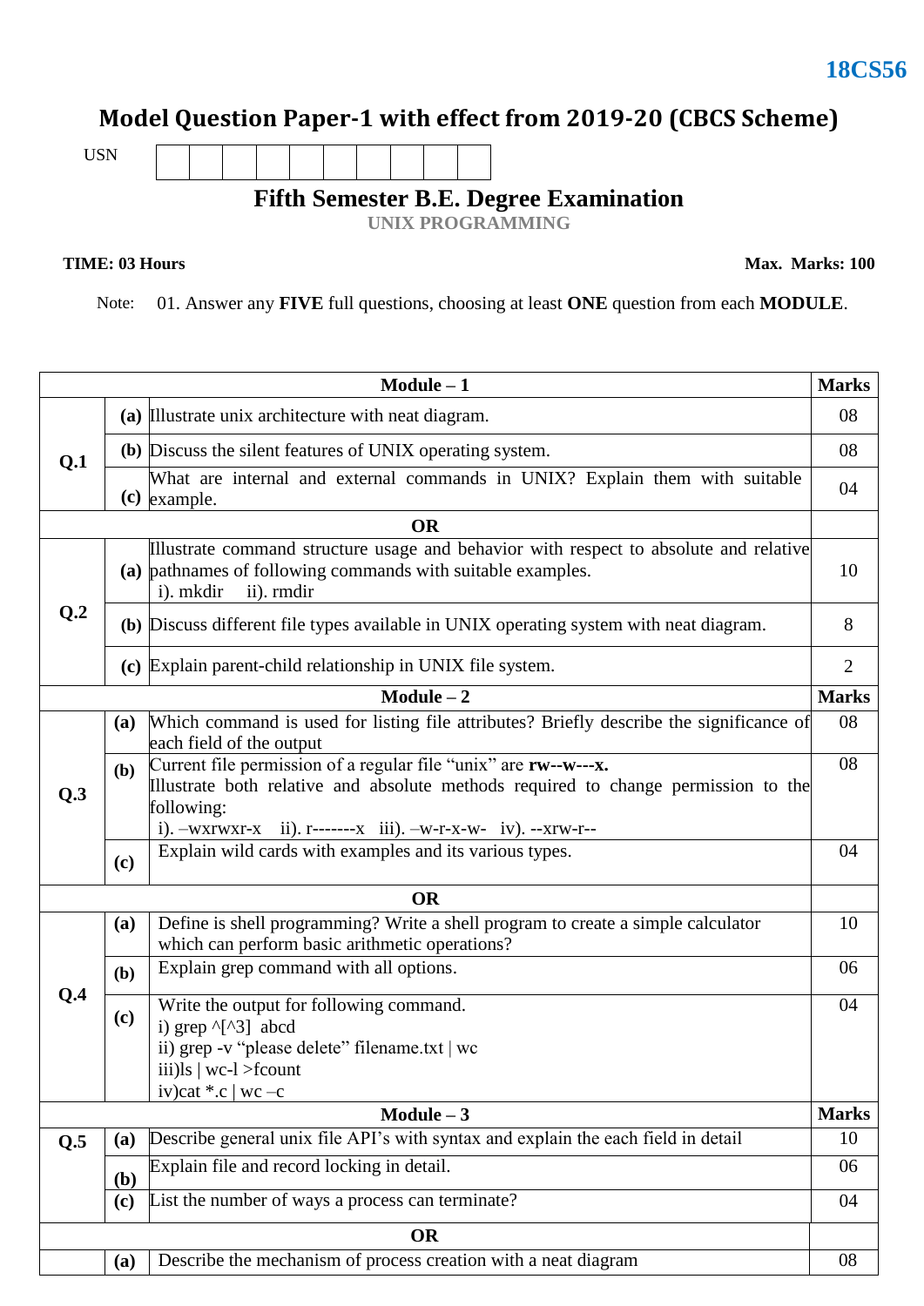**18CS56**

# Model Question Paper-1 with effect from 2019-20 (CBCS Scheme)

USN | | | | | | | | | | |

## Fifth Semester B.E. Degree Examination

**UNIX PROGRAMMING**

**TIME: 03 Hours** **Max. Marks: 100**

Note: 01. Answer any **FIVE** full questions, choosing at least **ONE** question from each **MODULE**.

| | | **Module – 1** | **Marks** |
|---|---|---|---|
| **Q.1** | **(a)** | Illustrate unix architecture with neat diagram. | 08 |
| | **(b)** | Discuss the silent features of UNIX operating system. | 08 |
| | **(c)** | What are internal and external commands in UNIX? Explain them with suitable example. | 04 |
| | | **OR** | |
| **Q.2** | **(a)** | Illustrate command structure usage and behavior with respect to absolute and relative pathnames of following commands with suitable examples.<br>i). mkdir ii). rmdir | 10 |
| | **(b)** | Discuss different file types available in UNIX operating system with neat diagram. | 8 |
| | **(c)** | Explain parent-child relationship in UNIX file system. | 2 |
| | | **Module – 2** | **Marks** |
| **Q.3** | **(a)** | Which command is used for listing file attributes? Briefly describe the significance of each field of the output | 08 |
| | **(b)** | Current file permission of a regular file "unix" are **rw--w---x.**<br>Illustrate both relative and absolute methods required to change permission to the following:<br>i). –wxrwxr-x ii). r-------x iii). –w-r-x-w- iv). --xrw-r-- | 08 |
| | **(c)** | Explain wild cards with examples and its various types. | 04 |
| | | **OR** | |
| **Q.4** | **(a)** | Define is shell programming? Write a shell program to create a simple calculator which can perform basic arithmetic operations? | 10 |
| | **(b)** | Explain grep command with all options. | 06 |
| | **(c)** | Write the output for following command.<br>i) grep ^[^3] abcd<br>ii) grep -v "please delete" filename.txt \| wc<br>iii)ls \| wc-l >fcount<br>iv)cat *.c \| wc –c | 04 |
| | | **Module – 3** | **Marks** |
| **Q.5** | **(a)** | Describe general unix file API's with syntax and explain the each field in detail | 10 |
| | **(b)** | Explain file and record locking in detail. | 06 |
| | **(c)** | List the number of ways a process can terminate? | 04 |
| | | **OR** | |
| | **(a)** | Describe the mechanism of process creation with a neat diagram | 08 |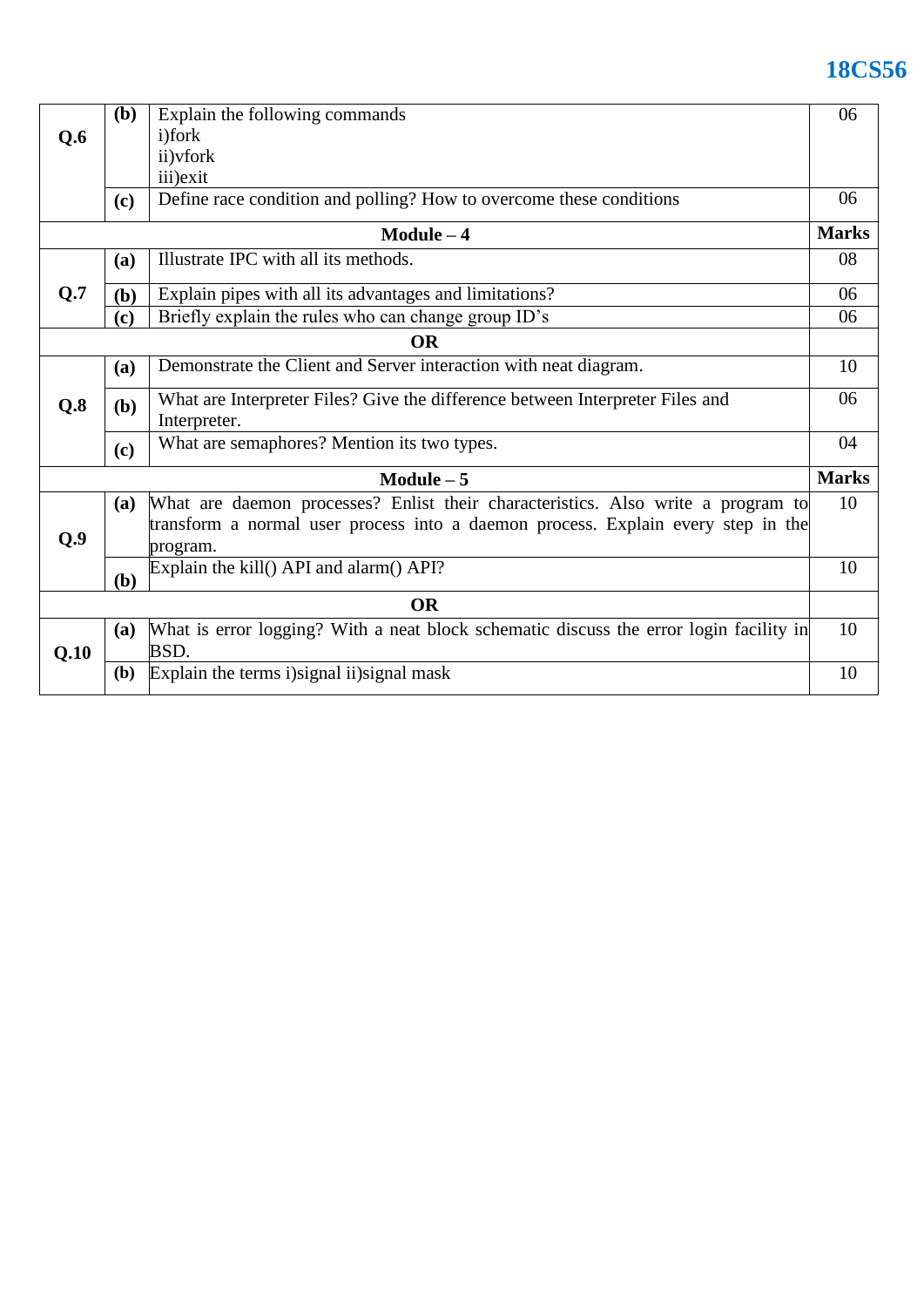| | | | |
|---|---|---|---|
| Q.6 | (b) | Explain the following commands<br>i)fork<br>ii)vfork<br>iii)exit | 06 |
| | (c) | Define race condition and polling? How to overcome these conditions | 06 |
| | | **Module – 4** | **Marks** |
| Q.7 | (a) | Illustrate IPC with all its methods. | 08 |
| | (b) | Explain pipes with all its advantages and limitations? | 06 |
| | (c) | Briefly explain the rules who can change group ID's | 06 |
| | | **OR** | |
| Q.8 | (a) | Demonstrate the Client and Server interaction with neat diagram. | 10 |
| | (b) | What are Interpreter Files? Give the difference between Interpreter Files and Interpreter. | 06 |
| | (c) | What are semaphores? Mention its two types. | 04 |
| | | **Module – 5** | **Marks** |
| Q.9 | (a) | What are daemon processes? Enlist their characteristics. Also write a program to transform a normal user process into a daemon process. Explain every step in the program. | 10 |
| | (b) | Explain the kill() API and alarm() API? | 10 |
| | | **OR** | |
| Q.10 | (a) | What is error logging? With a neat block schematic discuss the error login facility in BSD. | 10 |
| | (b) | Explain the terms i)signal ii)signal mask | 10 |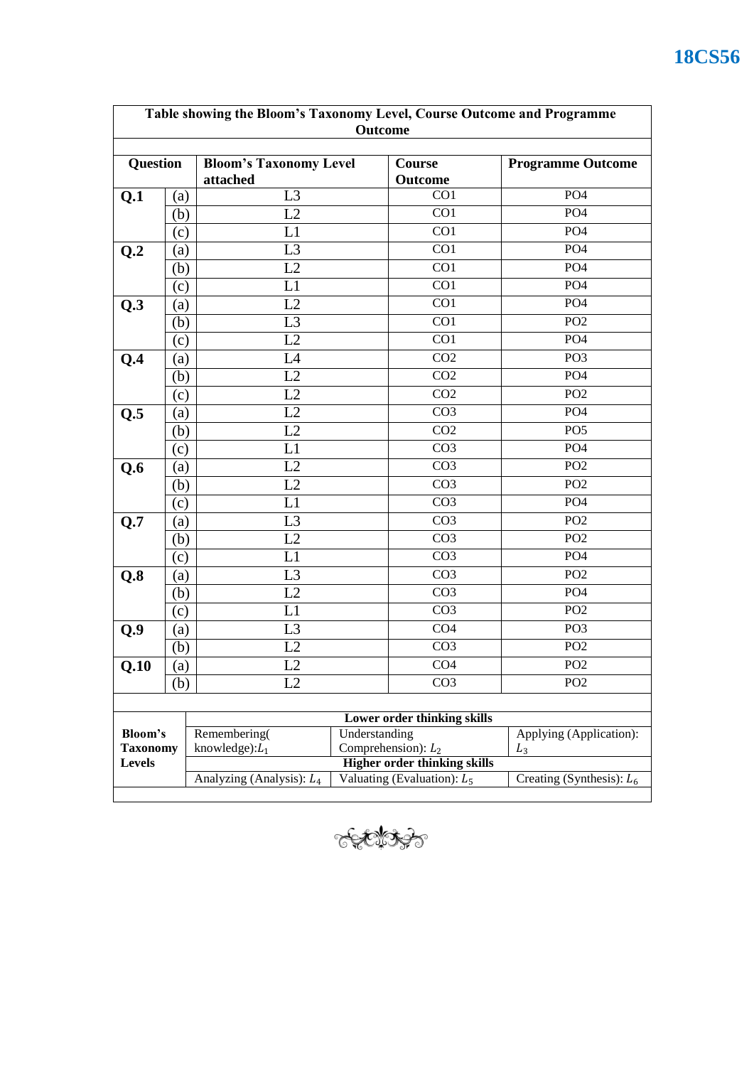**Table showing the Bloom's Taxonomy Level, Course Outcome and Programme Outcome**

| Question | | Bloom's Taxonomy Level attached | Course Outcome | Programme Outcome |
|---|---|---|---|---|
| **Q.1** | (a) | L3 | CO1 | PO4 |
| | (b) | L2 | CO1 | PO4 |
| | (c) | L1 | CO1 | PO4 |
| **Q.2** | (a) | L3 | CO1 | PO4 |
| | (b) | L2 | CO1 | PO4 |
| | (c) | L1 | CO1 | PO4 |
| **Q.3** | (a) | L2 | CO1 | PO4 |
| | (b) | L3 | CO1 | PO2 |
| | (c) | L2 | CO1 | PO4 |
| **Q.4** | (a) | L4 | CO2 | PO3 |
| | (b) | L2 | CO2 | PO4 |
| | (c) | L2 | CO2 | PO2 |
| **Q.5** | (a) | L2 | CO3 | PO4 |
| | (b) | L2 | CO2 | PO5 |
| | (c) | L1 | CO3 | PO4 |
| **Q.6** | (a) | L2 | CO3 | PO2 |
| | (b) | L2 | CO3 | PO2 |
| | (c) | L1 | CO3 | PO4 |
| **Q.7** | (a) | L3 | CO3 | PO2 |
| | (b) | L2 | CO3 | PO2 |
| | (c) | L1 | CO3 | PO4 |
| **Q.8** | (a) | L3 | CO3 | PO2 |
| | (b) | L2 | CO3 | PO4 |
| | (c) | L1 | CO3 | PO2 |
| **Q.9** | (a) | L3 | CO4 | PO3 |
| | (b) | L2 | CO3 | PO2 |
| **Q.10** | (a) | L2 | CO4 | PO2 |
| | (b) | L2 | CO3 | PO2 |

| | | | |
|---|---|---|---|
| **Bloom's Taxonomy Levels** | **Lower order thinking skills** | | |
| | Remembering( knowledge): $L_1$ | Understanding Comprehension): $L_2$ | Applying (Application): $L_3$ |
| | **Higher order thinking skills** | | |
| | Analyzing (Analysis): $L_4$ | Valuating (Evaluation): $L_5$ | Creating (Synthesis): $L_6$ |